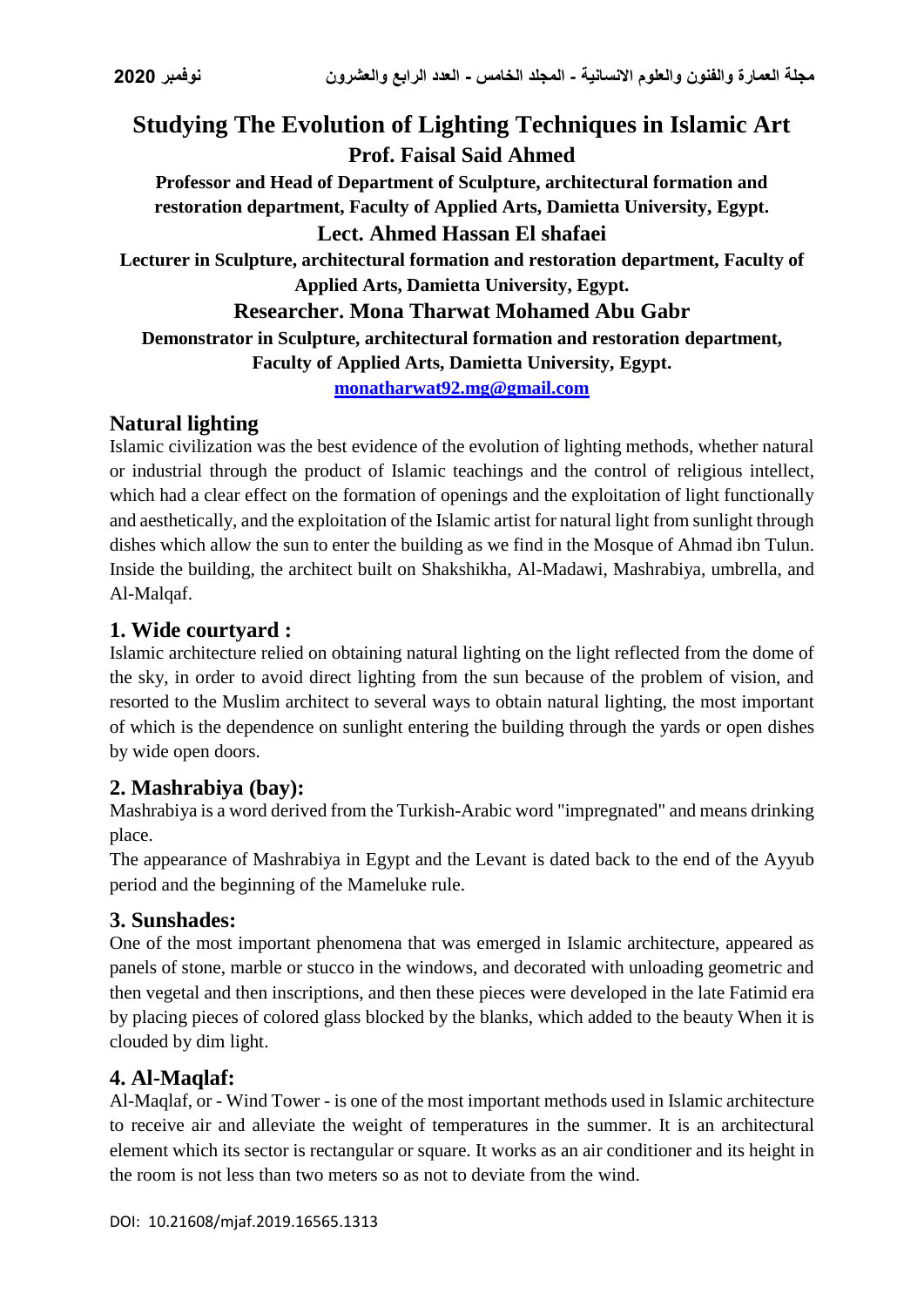# Studying The Evolution of Lighting Techniques in Islamic Art

**Prof. Faisal Said Ahmed**

**Professor and Head of Department of Sculpture, architectural formation and restoration department, Faculty of Applied Arts, Damietta University, Egypt.**

**Lect. Ahmed Hassan El shafaei**

**Lecturer in Sculpture, architectural formation and restoration department, Faculty of Applied Arts, Damietta University, Egypt.**

**Researcher. Mona Tharwat Mohamed Abu Gabr**

**Demonstrator in Sculpture, architectural formation and restoration department, Faculty of Applied Arts, Damietta University, Egypt.**

**monatharwat92.mg@gmail.com**

## Natural lighting

Islamic civilization was the best evidence of the evolution of lighting methods, whether natural or industrial through the product of Islamic teachings and the control of religious intellect, which had a clear effect on the formation of openings and the exploitation of light functionally and aesthetically, and the exploitation of the Islamic artist for natural light from sunlight through dishes which allow the sun to enter the building as we find in the Mosque of Ahmad ibn Tulun. Inside the building, the architect built on Shakshikha, Al-Madawi, Mashrabiya, umbrella, and Al-Malqaf.

## 1. Wide courtyard :

Islamic architecture relied on obtaining natural lighting on the light reflected from the dome of the sky, in order to avoid direct lighting from the sun because of the problem of vision, and resorted to the Muslim architect to several ways to obtain natural lighting, the most important of which is the dependence on sunlight entering the building through the yards or open dishes by wide open doors.

## 2. Mashrabiya (bay):

Mashrabiya is a word derived from the Turkish-Arabic word "impregnated" and means drinking place.

The appearance of Mashrabiya in Egypt and the Levant is dated back to the end of the Ayyub period and the beginning of the Mameluke rule.

## 3. Sunshades:

One of the most important phenomena that was emerged in Islamic architecture, appeared as panels of stone, marble or stucco in the windows, and decorated with unloading geometric and then vegetal and then inscriptions, and then these pieces were developed in the late Fatimid era by placing pieces of colored glass blocked by the blanks, which added to the beauty When it is clouded by dim light.

## 4. Al-Maqlaf:

Al-Maqlaf, or - Wind Tower - is one of the most important methods used in Islamic architecture to receive air and alleviate the weight of temperatures in the summer. It is an architectural element which its sector is rectangular or square. It works as an air conditioner and its height in the room is not less than two meters so as not to deviate from the wind.

DOI: 10.21608/mjaf.2019.16565.1313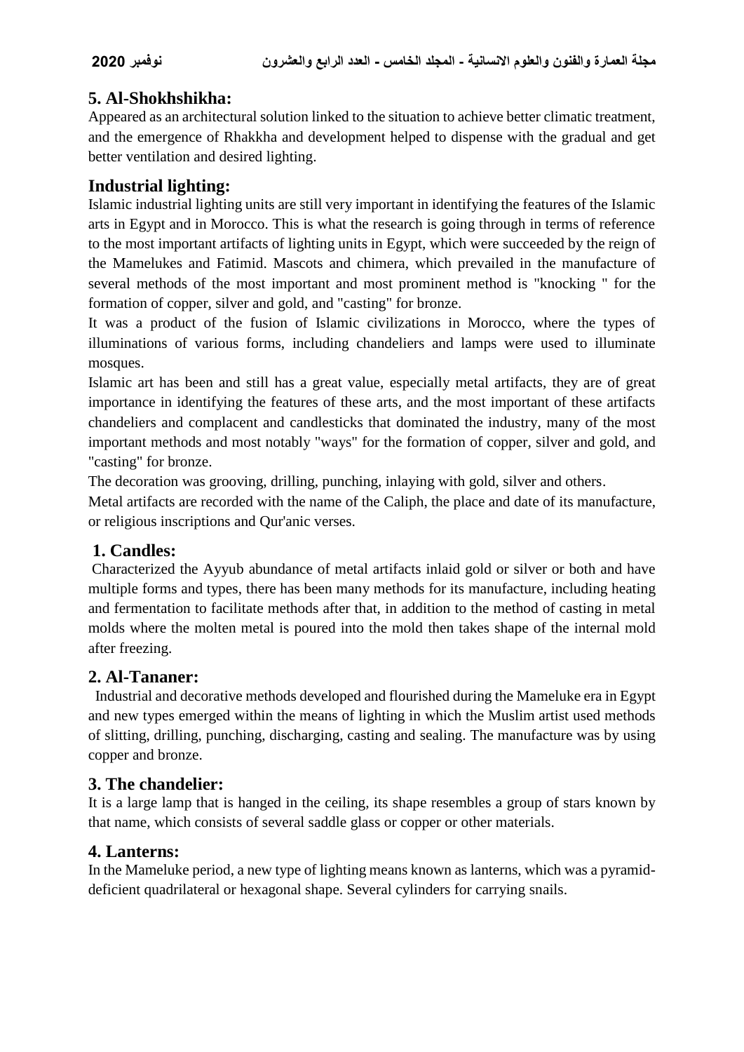## 5. Al-Shokhshikha:

Appeared as an architectural solution linked to the situation to achieve better climatic treatment, and the emergence of Rhakkha and development helped to dispense with the gradual and get better ventilation and desired lighting.

## Industrial lighting:

Islamic industrial lighting units are still very important in identifying the features of the Islamic arts in Egypt and in Morocco. This is what the research is going through in terms of reference to the most important artifacts of lighting units in Egypt, which were succeeded by the reign of the Mamelukes and Fatimid. Mascots and chimera, which prevailed in the manufacture of several methods of the most important and most prominent method is "knocking " for the formation of copper, silver and gold, and "casting" for bronze.

It was a product of the fusion of Islamic civilizations in Morocco, where the types of illuminations of various forms, including chandeliers and lamps were used to illuminate mosques.

Islamic art has been and still has a great value, especially metal artifacts, they are of great importance in identifying the features of these arts, and the most important of these artifacts chandeliers and complacent and candlesticks that dominated the industry, many of the most important methods and most notably "ways" for the formation of copper, silver and gold, and "casting" for bronze.

The decoration was grooving, drilling, punching, inlaying with gold, silver and others.

Metal artifacts are recorded with the name of the Caliph, the place and date of its manufacture, or religious inscriptions and Qur'anic verses.

## 1. Candles:

Characterized the Ayyub abundance of metal artifacts inlaid gold or silver or both and have multiple forms and types, there has been many methods for its manufacture, including heating and fermentation to facilitate methods after that, in addition to the method of casting in metal molds where the molten metal is poured into the mold then takes shape of the internal mold after freezing.

## 2. Al-Tananer:

Industrial and decorative methods developed and flourished during the Mameluke era in Egypt and new types emerged within the means of lighting in which the Muslim artist used methods of slitting, drilling, punching, discharging, casting and sealing. The manufacture was by using copper and bronze.

## 3. The chandelier:

It is a large lamp that is hanged in the ceiling, its shape resembles a group of stars known by that name, which consists of several saddle glass or copper or other materials.

## 4. Lanterns:

In the Mameluke period, a new type of lighting means known as lanterns, which was a pyramid-deficient quadrilateral or hexagonal shape. Several cylinders for carrying snails.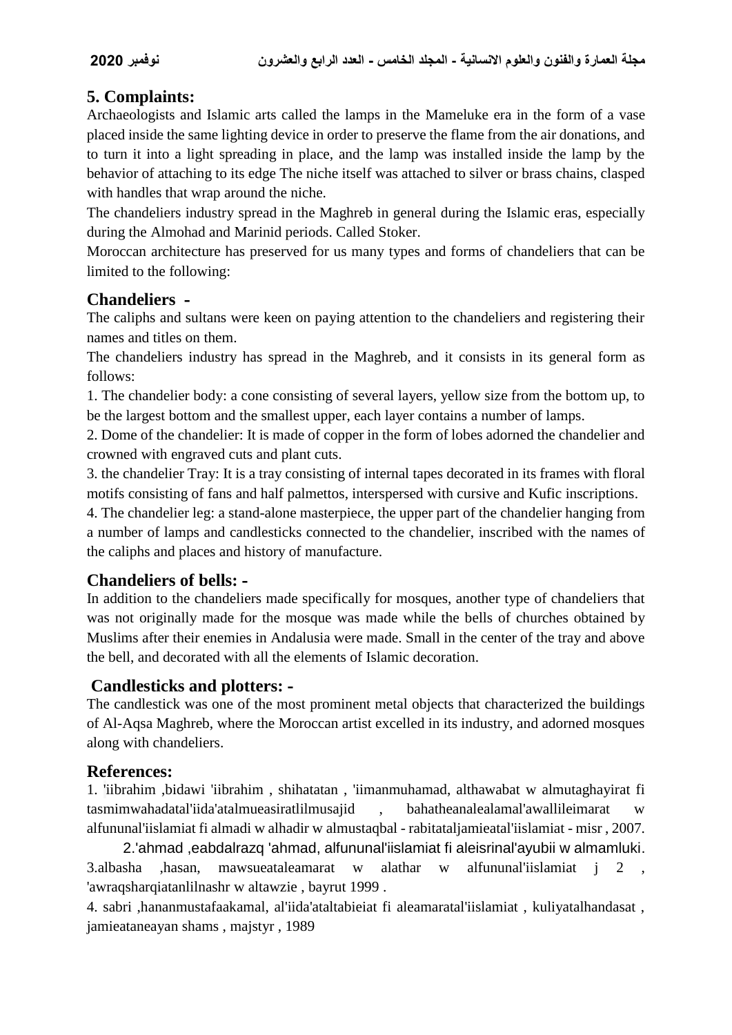## 5. Complaints:

Archaeologists and Islamic arts called the lamps in the Mameluke era in the form of a vase placed inside the same lighting device in order to preserve the flame from the air donations, and to turn it into a light spreading in place, and the lamp was installed inside the lamp by the behavior of attaching to its edge The niche itself was attached to silver or brass chains, clasped with handles that wrap around the niche.

The chandeliers industry spread in the Maghreb in general during the Islamic eras, especially during the Almohad and Marinid periods. Called Stoker.

Moroccan architecture has preserved for us many types and forms of chandeliers that can be limited to the following:

### Chandeliers -

The caliphs and sultans were keen on paying attention to the chandeliers and registering their names and titles on them.

The chandeliers industry has spread in the Maghreb, and it consists in its general form as follows:

1. The chandelier body: a cone consisting of several layers, yellow size from the bottom up, to be the largest bottom and the smallest upper, each layer contains a number of lamps.
2. Dome of the chandelier: It is made of copper in the form of lobes adorned the chandelier and crowned with engraved cuts and plant cuts.
3. the chandelier Tray: It is a tray consisting of internal tapes decorated in its frames with floral motifs consisting of fans and half palmettos, interspersed with cursive and Kufic inscriptions.
4. The chandelier leg: a stand-alone masterpiece, the upper part of the chandelier hanging from a number of lamps and candlesticks connected to the chandelier, inscribed with the names of the caliphs and places and history of manufacture.

### Chandeliers of bells: -

In addition to the chandeliers made specifically for mosques, another type of chandeliers that was not originally made for the mosque was made while the bells of churches obtained by Muslims after their enemies in Andalusia were made. Small in the center of the tray and above the bell, and decorated with all the elements of Islamic decoration.

### Candlesticks and plotters: -

The candlestick was one of the most prominent metal objects that characterized the buildings of Al-Aqsa Maghreb, where the Moroccan artist excelled in its industry, and adorned mosques along with chandeliers.

## References:

1. 'iibrahim ,bidawi 'iibrahim , shihatatan , 'iimanmuhamad, althawabat w almutaghayirat fi tasmimwahadatal'iida'atalmueasiratlilmusajid , bahatheanalealamal'awallileimarat w alfununal'iislamiat fi almadi w alhadir w almustaqbal - rabitataljamieatal'iislamiat - misr , 2007.
2. 'ahmad ,eabdalrazq 'ahmad, alfununal'iislamiat fi aleisrinal'ayubii w almamluki.
3. albasha ,hasan, mawsueataleamarat w alathar w alfununal'iislamiat j 2 , 'awraqsharqiatanlilnashr w altawzie , bayrut 1999 .
4. sabri ,hananmustafaakamal, al'iida'ataltabieiat fi aleamaratal'iislamiat , kuliyatalhandasat , jamieataneayan shams , majstyr , 1989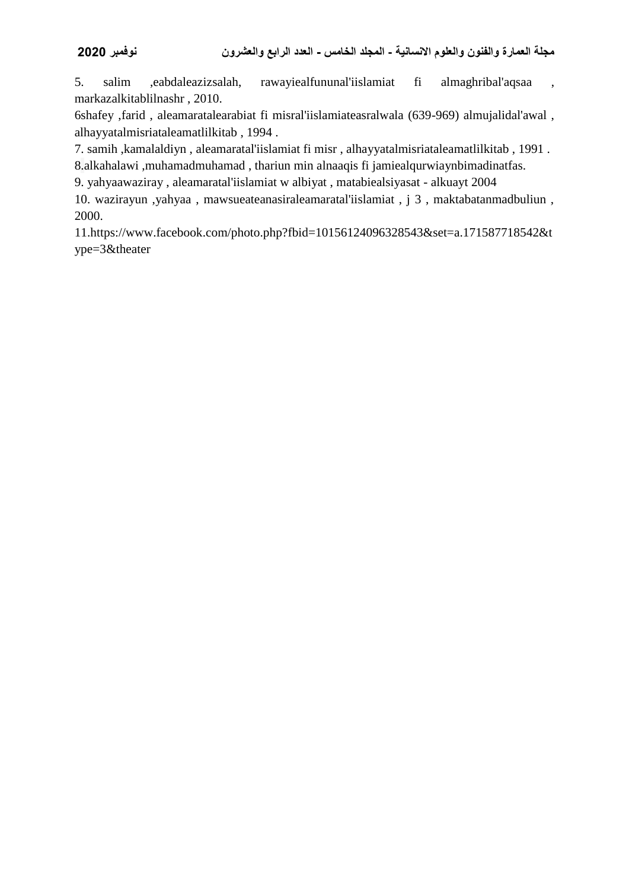5. salim ,eabdaleazizsalah, rawayiealfununal'iislamiat fi almaghribal'aqsaa , markazalkitablilnashr , 2010.

6shafey ,farid , aleamaratalearabiat fi misral'iislamiateasralwala (639-969) almujalidal'awal , alhayyatalmisriataleamatlilkitab , 1994 .

7. samih ,kamalaldiyn , aleamaratal'iislamiat fi misr , alhayyatalmisriataleamatlilkitab , 1991 .

8.alkahalawi ,muhamadmuhamad , thariun min alnaaqis fi jamiealqurwiaynbimadinatfas.

9. yahyaawaziray , aleamaratal'iislamiat w albiyat , matabiealsiyasat - alkuayt 2004

10. wazirayun ,yahyaa , mawsueateanasiraleamaratal'iislamiat , j 3 , maktabatanmadbuliun , 2000.

11.https://www.facebook.com/photo.php?fbid=10156124096328543&set=a.171587718542&type=3&theater